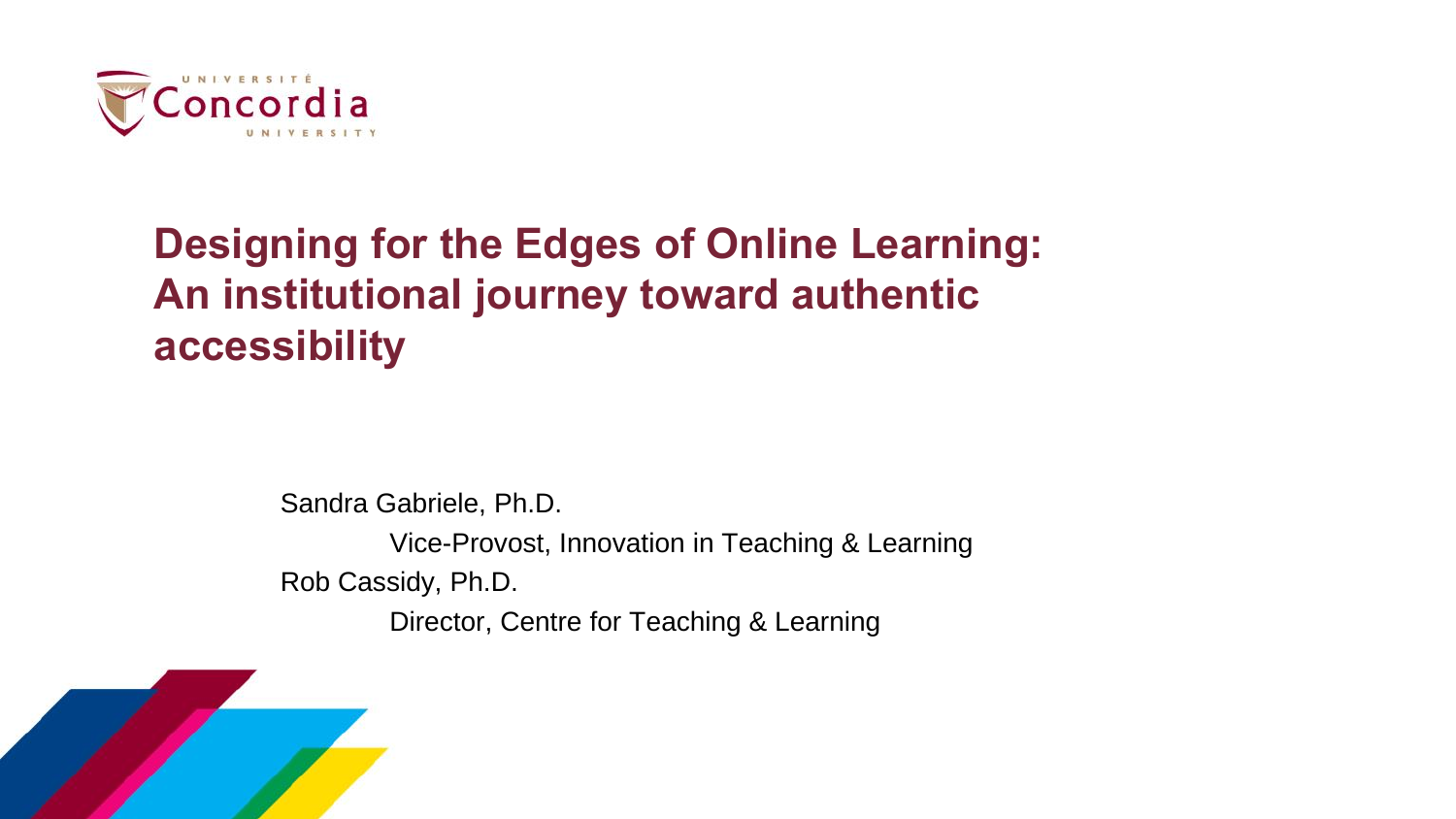# Designing for the Edges of Online Learning: An institutional journey toward authentic accessibility

Sandra Gabriele, Ph.D.

Vice-Provost, Innovation in Teaching & Learning

Rob Cassidy, Ph.D.

Director, Centre for Teaching & Learning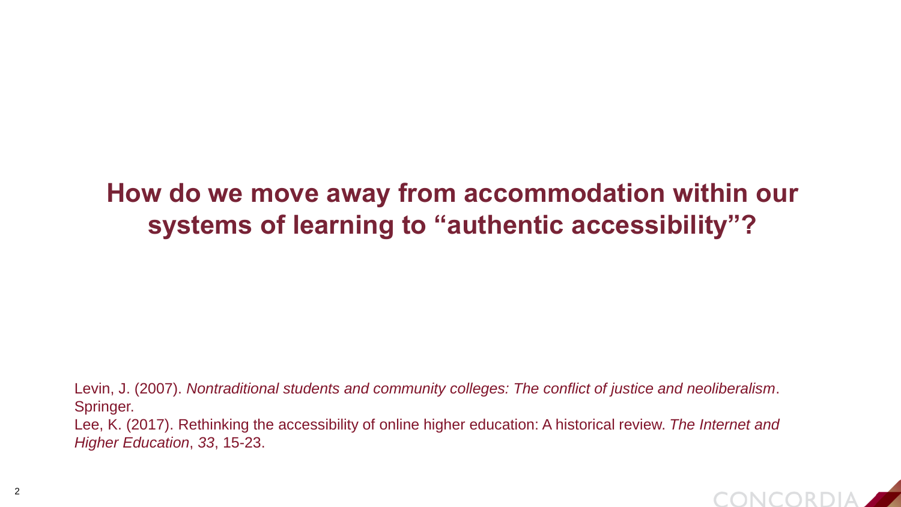**How do we move away from accommodation within our systems of learning to “authentic accessibility”?**

Levin, J. (2007). *Nontraditional students and community colleges: The conflict of justice and neoliberalism*. Springer.

Lee, K. (2017). Rethinking the accessibility of online higher education: A historical review. *The Internet and Higher Education*, *33*, 15-23.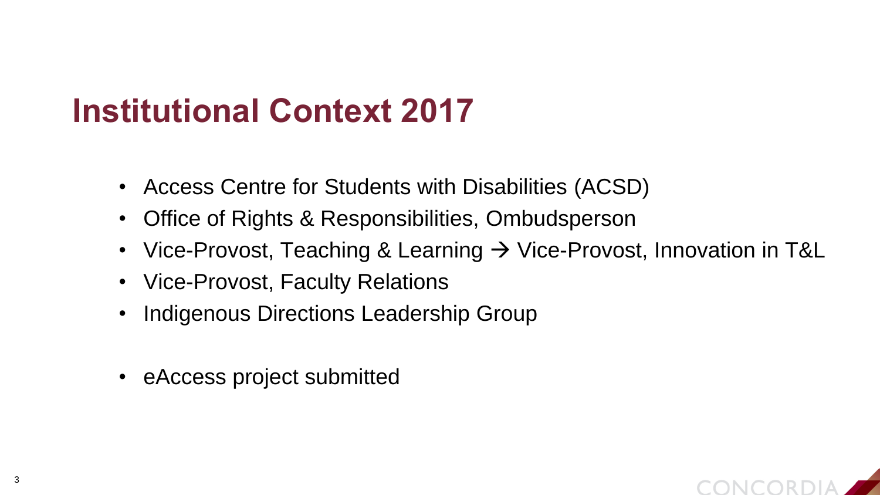# Institutional Context 2017

- Access Centre for Students with Disabilities (ACSD)
- Office of Rights & Responsibilities, Ombudsperson
- Vice-Provost, Teaching & Learning → Vice-Provost, Innovation in T&L
- Vice-Provost, Faculty Relations
- Indigenous Directions Leadership Group

- eAccess project submitted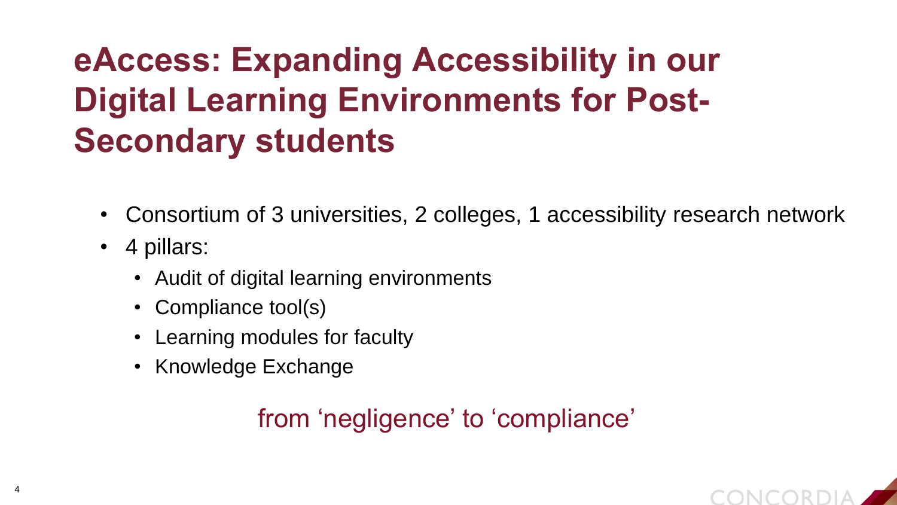# eAccess: Expanding Accessibility in our Digital Learning Environments for Post-Secondary students

- Consortium of 3 universities, 2 colleges, 1 accessibility research network
- 4 pillars:
  - Audit of digital learning environments
  - Compliance tool(s)
  - Learning modules for faculty
  - Knowledge Exchange

from ‘negligence’ to ‘compliance’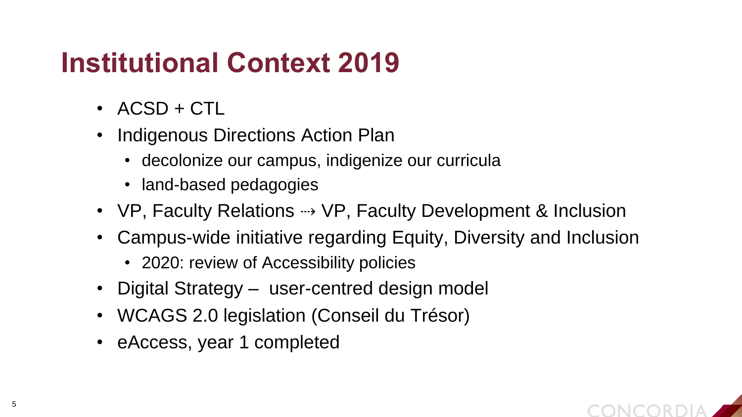# Institutional Context 2019

- ACSD + CTL
- Indigenous Directions Action Plan
  - decolonize our campus, indigenize our curricula
  - land-based pedagogies
- VP, Faculty Relations ⇢ VP, Faculty Development & Inclusion
- Campus-wide initiative regarding Equity, Diversity and Inclusion
  - 2020: review of Accessibility policies
- Digital Strategy – user-centred design model
- WCAGS 2.0 legislation (Conseil du Trésor)
- eAccess, year 1 completed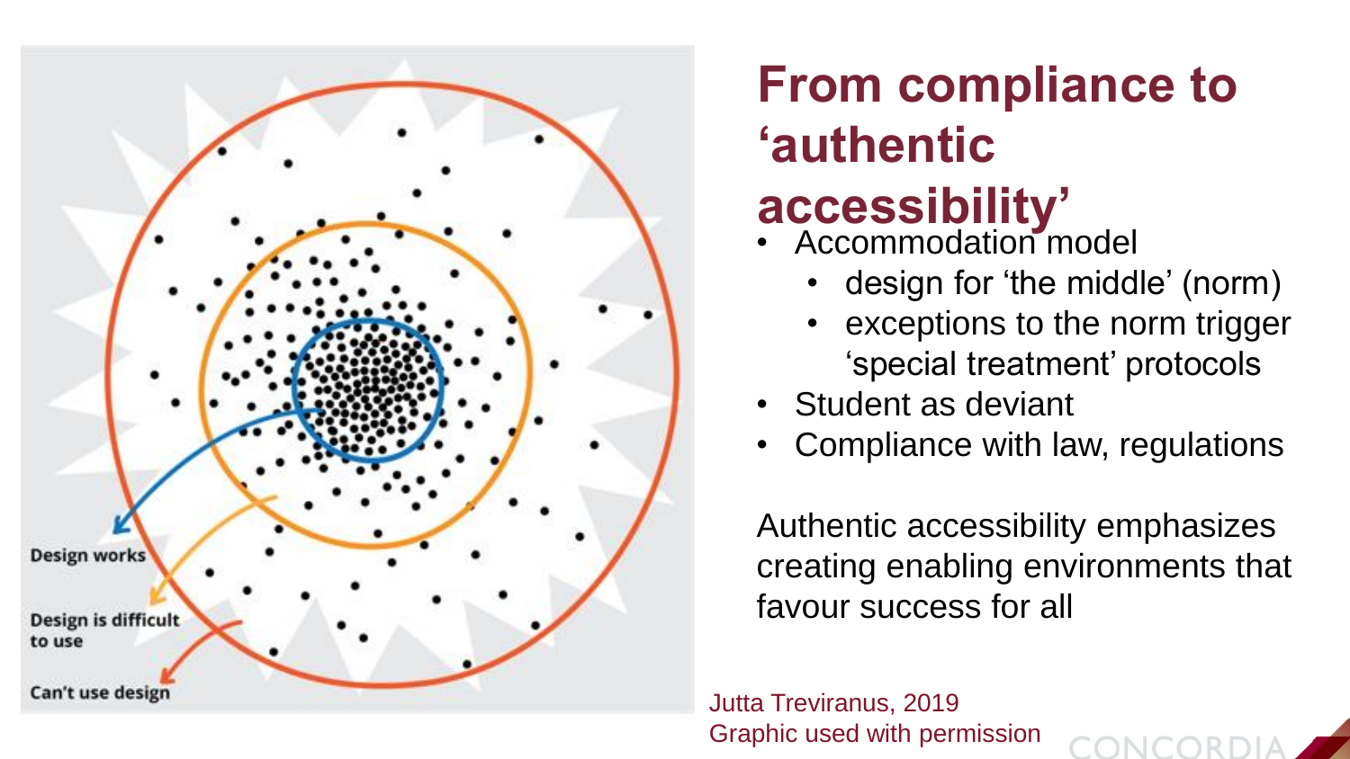# From compliance to 'authentic accessibility'

- Accommodation model
  - design for 'the middle' (norm)
  - exceptions to the norm trigger 'special treatment' protocols
- Student as deviant
- Compliance with law, regulations

Authentic accessibility emphasizes creating enabling environments that favour success for all

Design works

Design is difficult to use

Can't use design

Jutta Treviranus, 2019
Graphic used with permission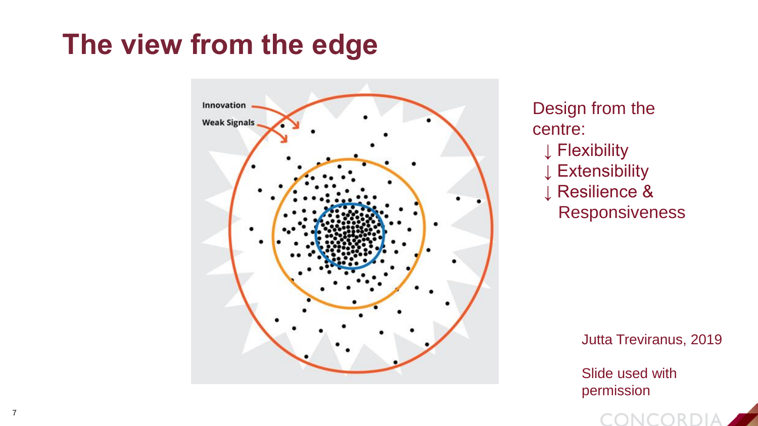# The view from the edge

Innovation

Weak Signals

Design from the centre:

- ↓ Flexibility
- ↓ Extensibility
- ↓ Resilience & Responsiveness

Jutta Treviranus, 2019

Slide used with permission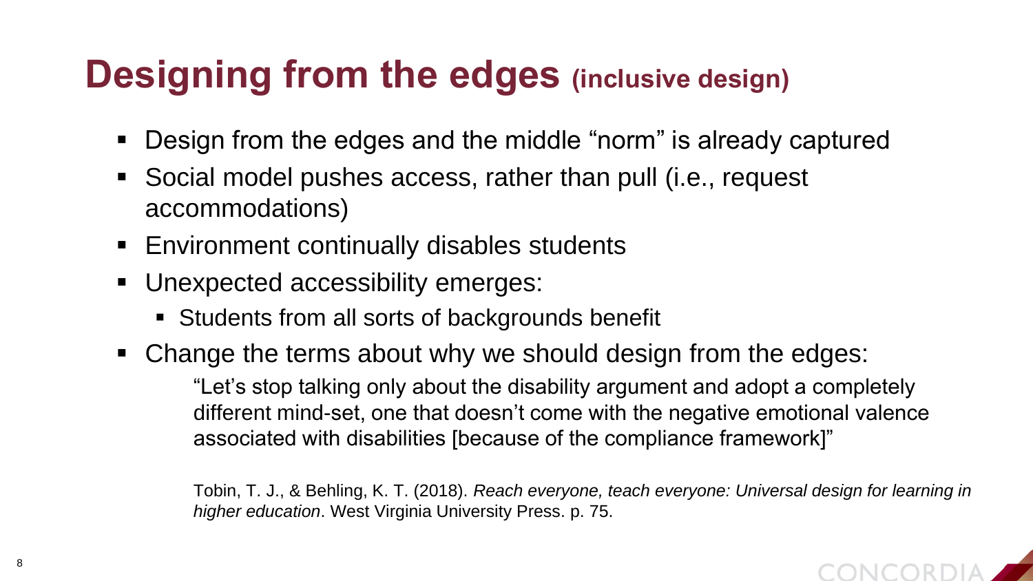# Designing from the edges (inclusive design)

- Design from the edges and the middle "norm" is already captured
- Social model pushes access, rather than pull (i.e., request accommodations)
- Environment continually disables students
- Unexpected accessibility emerges:
  - Students from all sorts of backgrounds benefit
- Change the terms about why we should design from the edges:

  > "Let's stop talking only about the disability argument and adopt a completely different mind-set, one that doesn't come with the negative emotional valence associated with disabilities [because of the compliance framework]"

  Tobin, T. J., & Behling, K. T. (2018). *Reach everyone, teach everyone: Universal design for learning in higher education*. West Virginia University Press. p. 75.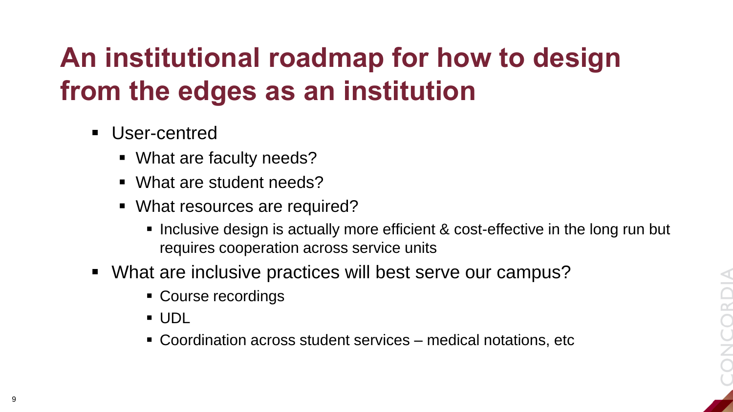# An institutional roadmap for how to design from the edges as an institution

- User-centred
  - What are faculty needs?
  - What are student needs?
  - What resources are required?
    - Inclusive design is actually more efficient & cost-effective in the long run but requires cooperation across service units
- What are inclusive practices will best serve our campus?
    - Course recordings
    - UDL
    - Coordination across student services – medical notations, etc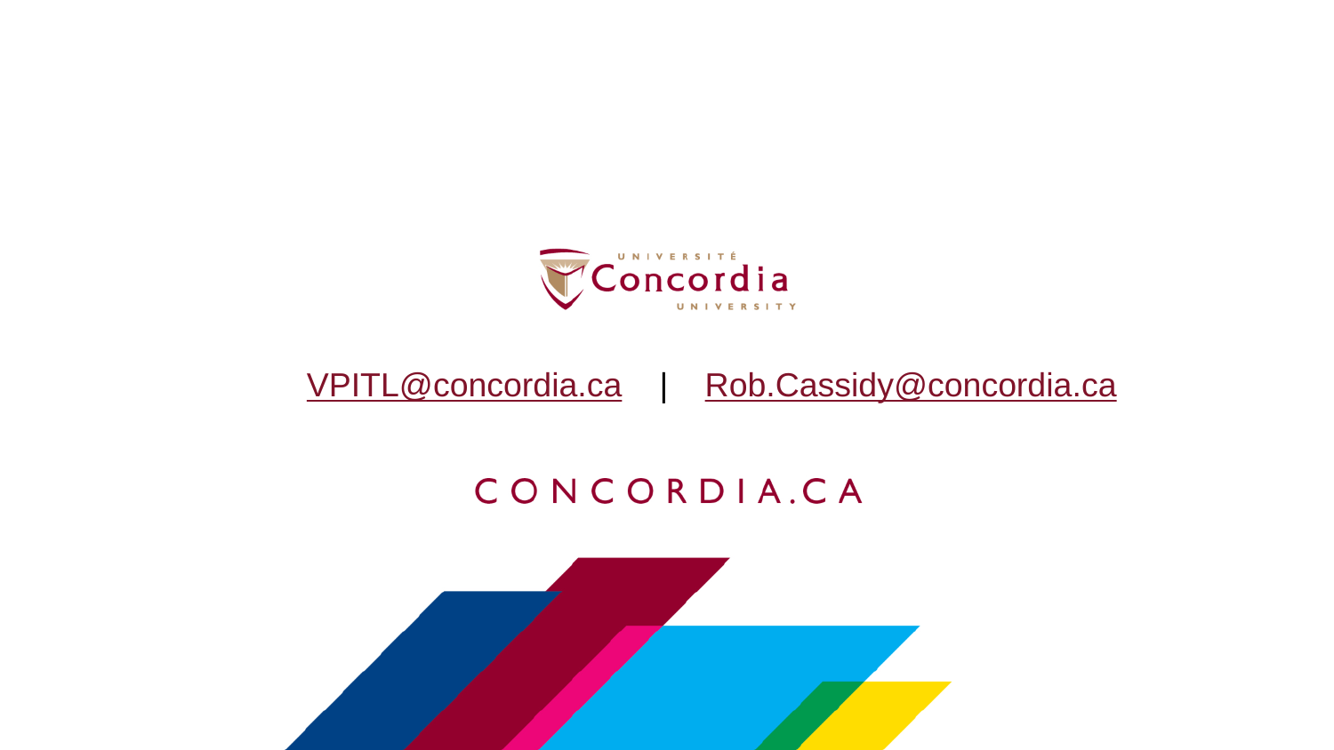VPITL@concordia.ca | Rob.Cassidy@concordia.ca

CONCORDIA.CA